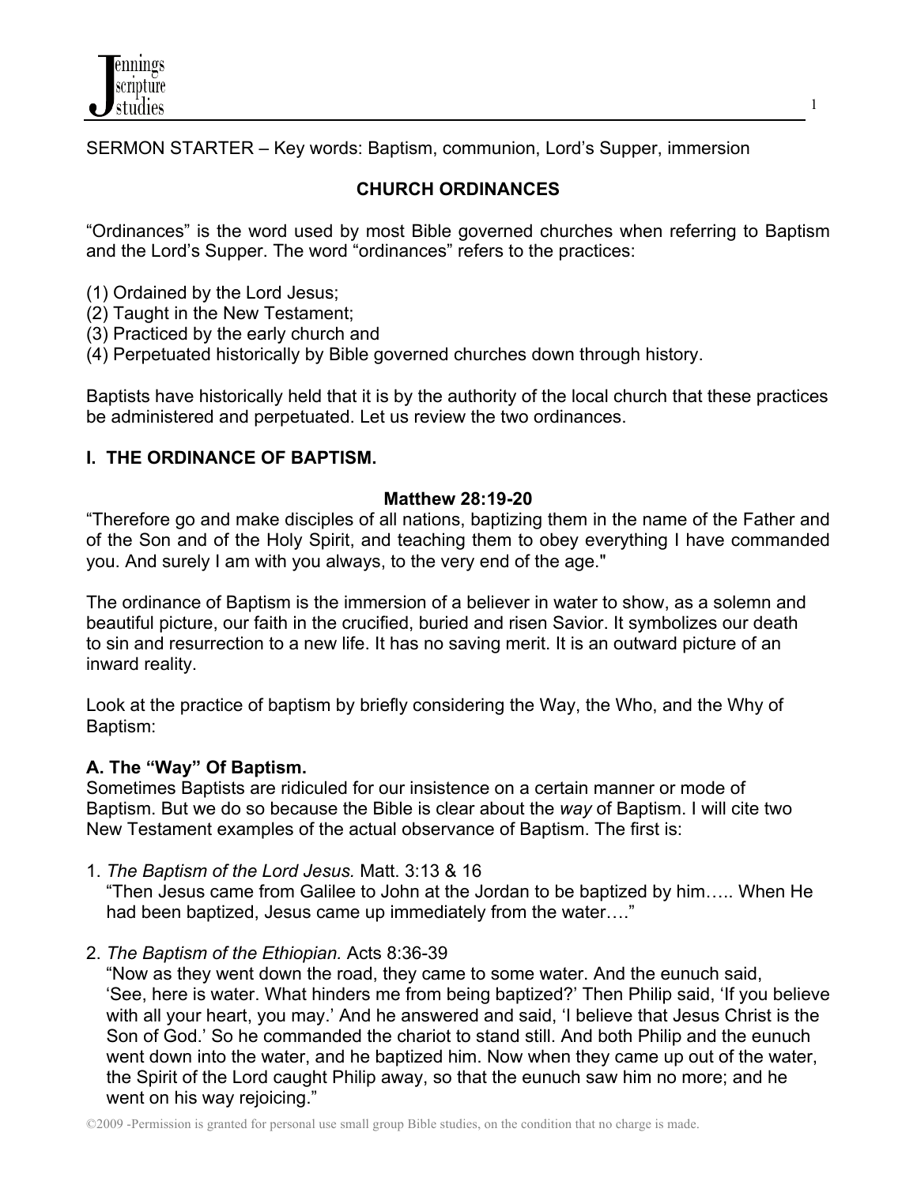SERMON STARTER – Key words: Baptism, communion, Lord's Supper, immersion

# CHURCH ORDINANCES

"Ordinances" is the word used by most Bible governed churches when referring to Baptism and the Lord's Supper. The word "ordinances" refers to the practices:

(1) Ordained by the Lord Jesus;
(2) Taught in the New Testament;
(3) Practiced by the early church and
(4) Perpetuated historically by Bible governed churches down through history.

Baptists have historically held that it is by the authority of the local church that these practices be administered and perpetuated. Let us review the two ordinances.

## I. THE ORDINANCE OF BAPTISM.

**Matthew 28:19-20**

"Therefore go and make disciples of all nations, baptizing them in the name of the Father and of the Son and of the Holy Spirit, and teaching them to obey everything I have commanded you. And surely I am with you always, to the very end of the age."

The ordinance of Baptism is the immersion of a believer in water to show, as a solemn and beautiful picture, our faith in the crucified, buried and risen Savior. It symbolizes our death to sin and resurrection to a new life. It has no saving merit. It is an outward picture of an inward reality.

Look at the practice of baptism by briefly considering the Way, the Who, and the Why of Baptism:

### A. The "Way" Of Baptism.

Sometimes Baptists are ridiculed for our insistence on a certain manner or mode of Baptism. But we do so because the Bible is clear about the *way* of Baptism. I will cite two New Testament examples of the actual observance of Baptism. The first is:

1. *The Baptism of the Lord Jesus.* Matt. 3:13 & 16
   "Then Jesus came from Galilee to John at the Jordan to be baptized by him….. When He had been baptized, Jesus came up immediately from the water…."

2. *The Baptism of the Ethiopian.* Acts 8:36-39
   "Now as they went down the road, they came to some water. And the eunuch said, 'See, here is water. What hinders me from being baptized?' Then Philip said, 'If you believe with all your heart, you may.' And he answered and said, 'I believe that Jesus Christ is the Son of God.' So he commanded the chariot to stand still. And both Philip and the eunuch went down into the water, and he baptized him. Now when they came up out of the water, the Spirit of the Lord caught Philip away, so that the eunuch saw him no more; and he went on his way rejoicing."

©2009 -Permission is granted for personal use small group Bible studies, on the condition that no charge is made.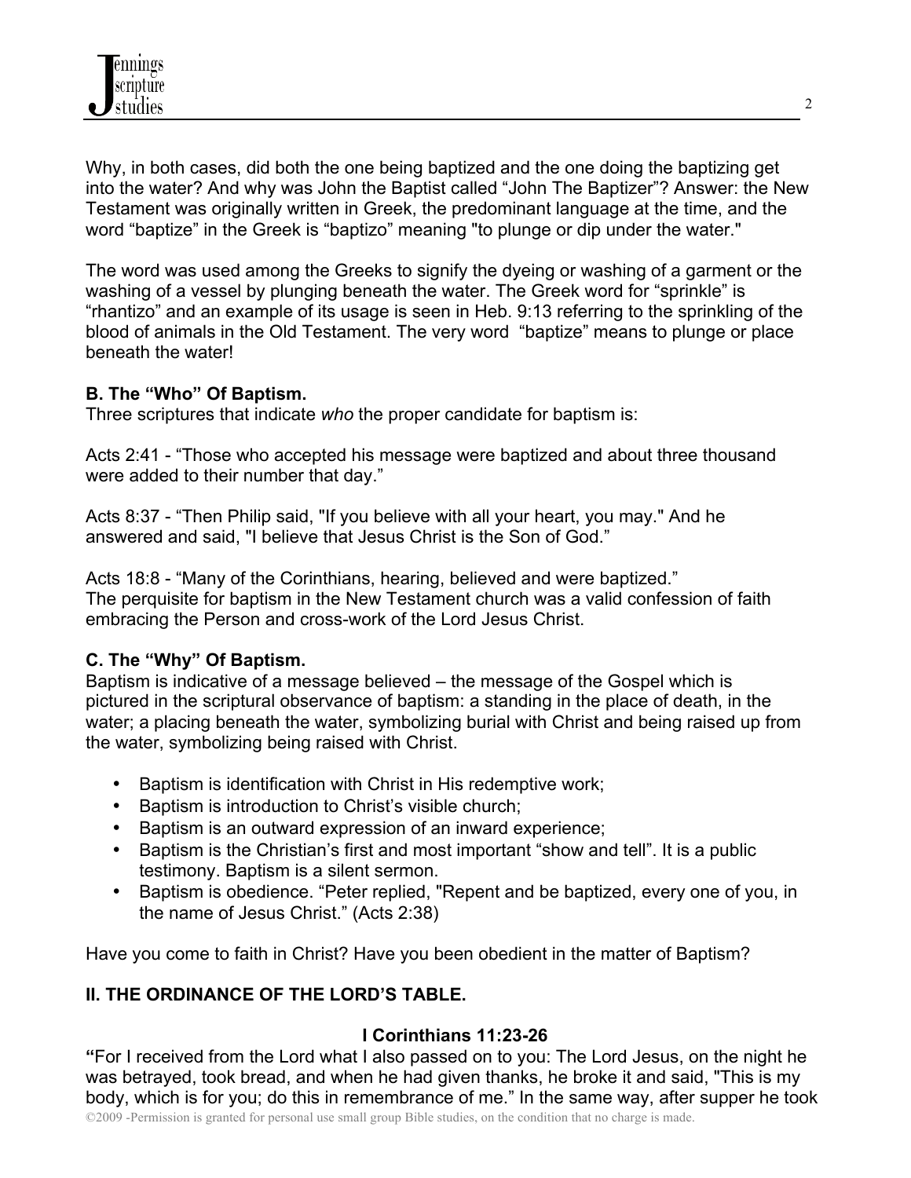Why, in both cases, did both the one being baptized and the one doing the baptizing get into the water? And why was John the Baptist called “John The Baptizer”? Answer: the New Testament was originally written in Greek, the predominant language at the time, and the word “baptize” in the Greek is “baptizo” meaning "to plunge or dip under the water."

The word was used among the Greeks to signify the dyeing or washing of a garment or the washing of a vessel by plunging beneath the water. The Greek word for “sprinkle” is “rhantizo” and an example of its usage is seen in Heb. 9:13 referring to the sprinkling of the blood of animals in the Old Testament. The very word “baptize” means to plunge or place beneath the water!

**B. The “Who” Of Baptism.**
Three scriptures that indicate *who* the proper candidate for baptism is:

Acts 2:41 - “Those who accepted his message were baptized and about three thousand were added to their number that day.”

Acts 8:37 - “Then Philip said, "If you believe with all your heart, you may." And he answered and said, "I believe that Jesus Christ is the Son of God.”

Acts 18:8 - “Many of the Corinthians, hearing, believed and were baptized.”
The perquisite for baptism in the New Testament church was a valid confession of faith embracing the Person and cross-work of the Lord Jesus Christ.

**C. The “Why” Of Baptism.**
Baptism is indicative of a message believed – the message of the Gospel which is pictured in the scriptural observance of baptism: a standing in the place of death, in the water; a placing beneath the water, symbolizing burial with Christ and being raised up from the water, symbolizing being raised with Christ.

- Baptism is identification with Christ in His redemptive work;
- Baptism is introduction to Christ’s visible church;
- Baptism is an outward expression of an inward experience;
- Baptism is the Christian’s first and most important “show and tell”. It is a public testimony. Baptism is a silent sermon.
- Baptism is obedience. “Peter replied, "Repent and be baptized, every one of you, in the name of Jesus Christ.” (Acts 2:38)

Have you come to faith in Christ? Have you been obedient in the matter of Baptism?

## II. THE ORDINANCE OF THE LORD’S TABLE.

**I Corinthians 11:23-26**

**“**For I received from the Lord what I also passed on to you: The Lord Jesus, on the night he was betrayed, took bread, and when he had given thanks, he broke it and said, "This is my body, which is for you; do this in remembrance of me.” In the same way, after supper he took

©2009 -Permission is granted for personal use small group Bible studies, on the condition that no charge is made.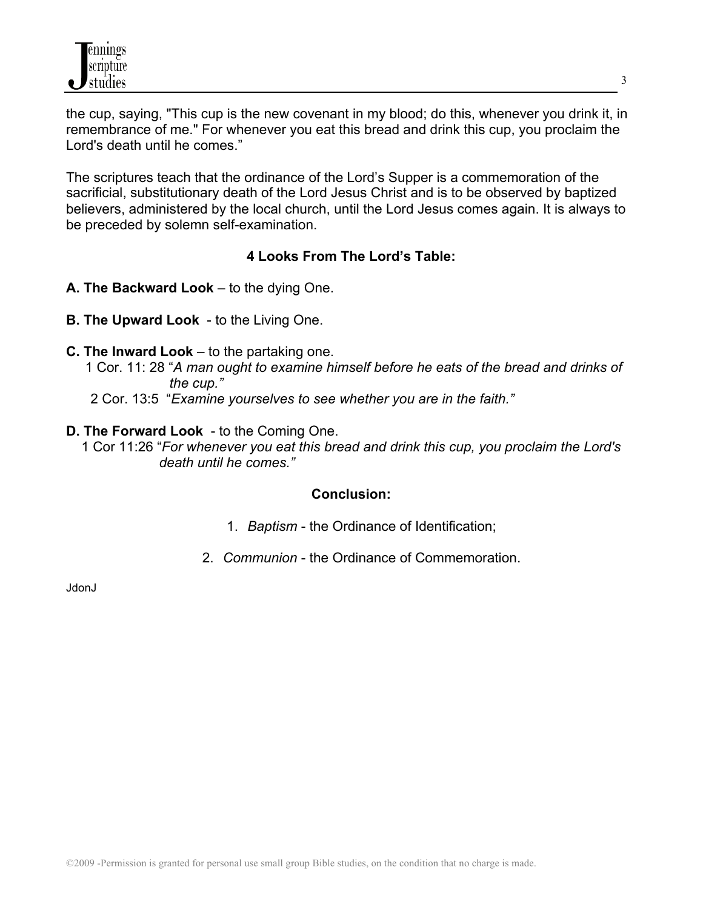the cup, saying, "This cup is the new covenant in my blood; do this, whenever you drink it, in remembrance of me." For whenever you eat this bread and drink this cup, you proclaim the Lord's death until he comes."

The scriptures teach that the ordinance of the Lord's Supper is a commemoration of the sacrificial, substitutionary death of the Lord Jesus Christ and is to be observed by baptized believers, administered by the local church, until the Lord Jesus comes again. It is always to be preceded by solemn self-examination.

**4 Looks From The Lord's Table:**

**A. The Backward Look** – to the dying One.

**B. The Upward Look** - to the Living One.

**C. The Inward Look** – to the partaking one.
1 Cor. 11: 28 "*A man ought to examine himself before he eats of the bread and drinks of the cup."*
2 Cor. 13:5 "*Examine yourselves to see whether you are in the faith."*

**D. The Forward Look** - to the Coming One.
1 Cor 11:26 "*For whenever you eat this bread and drink this cup, you proclaim the Lord's death until he comes."*

**Conclusion:**

1. *Baptism* - the Ordinance of Identification;
2. *Communion* - the Ordinance of Commemoration.

JdonJ

©2009 -Permission is granted for personal use small group Bible studies, on the condition that no charge is made.